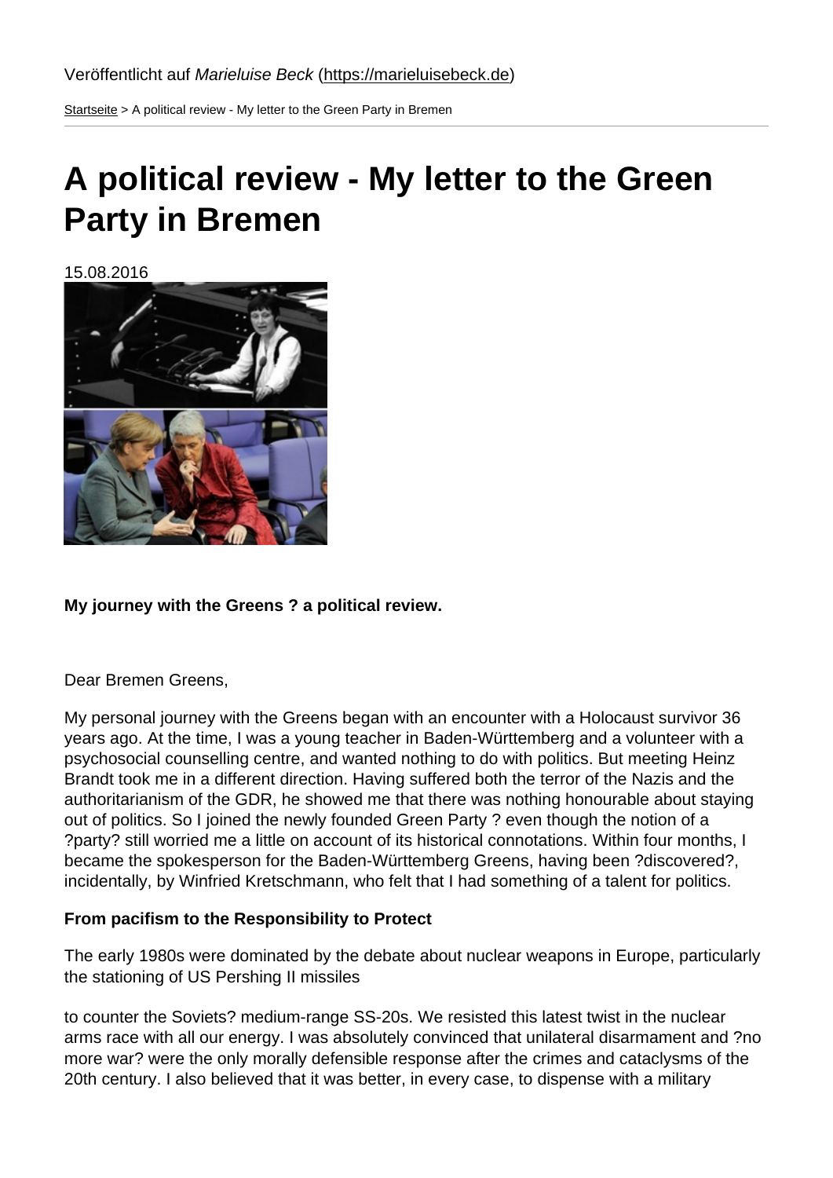Veröffentlicht auf *Marieluise Beck* (https://marieluisebeck.de)

Startseite > A political review - My letter to the Green Party in Bremen

# A political review - My letter to the Green Party in Bremen

15.08.2016

**My journey with the Greens ? a political review.**

Dear Bremen Greens,

My personal journey with the Greens began with an encounter with a Holocaust survivor 36 years ago. At the time, I was a young teacher in Baden-Württemberg and a volunteer with a psychosocial counselling centre, and wanted nothing to do with politics. But meeting Heinz Brandt took me in a different direction. Having suffered both the terror of the Nazis and the authoritarianism of the GDR, he showed me that there was nothing honourable about staying out of politics. So I joined the newly founded Green Party ? even though the notion of a ?party? still worried me a little on account of its historical connotations. Within four months, I became the spokesperson for the Baden-Württemberg Greens, having been ?discovered?, incidentally, by Winfried Kretschmann, who felt that I had something of a talent for politics.

**From pacifism to the Responsibility to Protect**

The early 1980s were dominated by the debate about nuclear weapons in Europe, particularly the stationing of US Pershing II missiles

to counter the Soviets? medium-range SS-20s. We resisted this latest twist in the nuclear arms race with all our energy. I was absolutely convinced that unilateral disarmament and ?no more war? were the only morally defensible response after the crimes and cataclysms of the 20th century. I also believed that it was better, in every case, to dispense with a military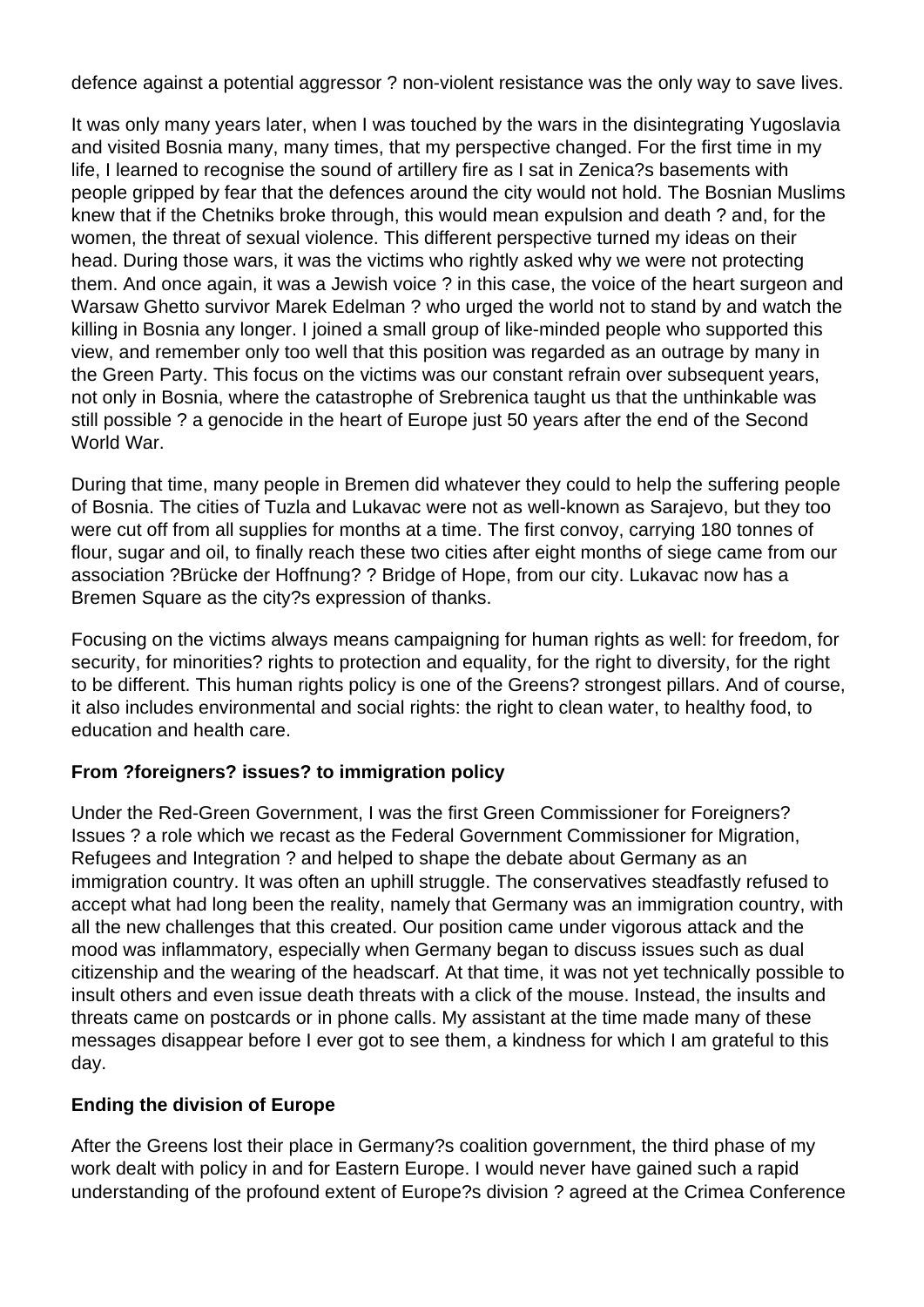defence against a potential aggressor ? non-violent resistance was the only way to save lives.

It was only many years later, when I was touched by the wars in the disintegrating Yugoslavia and visited Bosnia many, many times, that my perspective changed. For the first time in my life, I learned to recognise the sound of artillery fire as I sat in Zenica?s basements with people gripped by fear that the defences around the city would not hold. The Bosnian Muslims knew that if the Chetniks broke through, this would mean expulsion and death ? and, for the women, the threat of sexual violence. This different perspective turned my ideas on their head. During those wars, it was the victims who rightly asked why we were not protecting them. And once again, it was a Jewish voice ? in this case, the voice of the heart surgeon and Warsaw Ghetto survivor Marek Edelman ? who urged the world not to stand by and watch the killing in Bosnia any longer. I joined a small group of like-minded people who supported this view, and remember only too well that this position was regarded as an outrage by many in the Green Party. This focus on the victims was our constant refrain over subsequent years, not only in Bosnia, where the catastrophe of Srebrenica taught us that the unthinkable was still possible ? a genocide in the heart of Europe just 50 years after the end of the Second World War.

During that time, many people in Bremen did whatever they could to help the suffering people of Bosnia. The cities of Tuzla and Lukavac were not as well-known as Sarajevo, but they too were cut off from all supplies for months at a time. The first convoy, carrying 180 tonnes of flour, sugar and oil, to finally reach these two cities after eight months of siege came from our association ?Brücke der Hoffnung? ? Bridge of Hope, from our city. Lukavac now has a Bremen Square as the city?s expression of thanks.

Focusing on the victims always means campaigning for human rights as well: for freedom, for security, for minorities? rights to protection and equality, for the right to diversity, for the right to be different. This human rights policy is one of the Greens? strongest pillars. And of course, it also includes environmental and social rights: the right to clean water, to healthy food, to education and health care.

**From ?foreigners? issues? to immigration policy**

Under the Red-Green Government, I was the first Green Commissioner for Foreigners? Issues ? a role which we recast as the Federal Government Commissioner for Migration, Refugees and Integration ? and helped to shape the debate about Germany as an immigration country. It was often an uphill struggle. The conservatives steadfastly refused to accept what had long been the reality, namely that Germany was an immigration country, with all the new challenges that this created. Our position came under vigorous attack and the mood was inflammatory, especially when Germany began to discuss issues such as dual citizenship and the wearing of the headscarf. At that time, it was not yet technically possible to insult others and even issue death threats with a click of the mouse. Instead, the insults and threats came on postcards or in phone calls. My assistant at the time made many of these messages disappear before I ever got to see them, a kindness for which I am grateful to this day.

**Ending the division of Europe**

After the Greens lost their place in Germany?s coalition government, the third phase of my work dealt with policy in and for Eastern Europe. I would never have gained such a rapid understanding of the profound extent of Europe?s division ? agreed at the Crimea Conference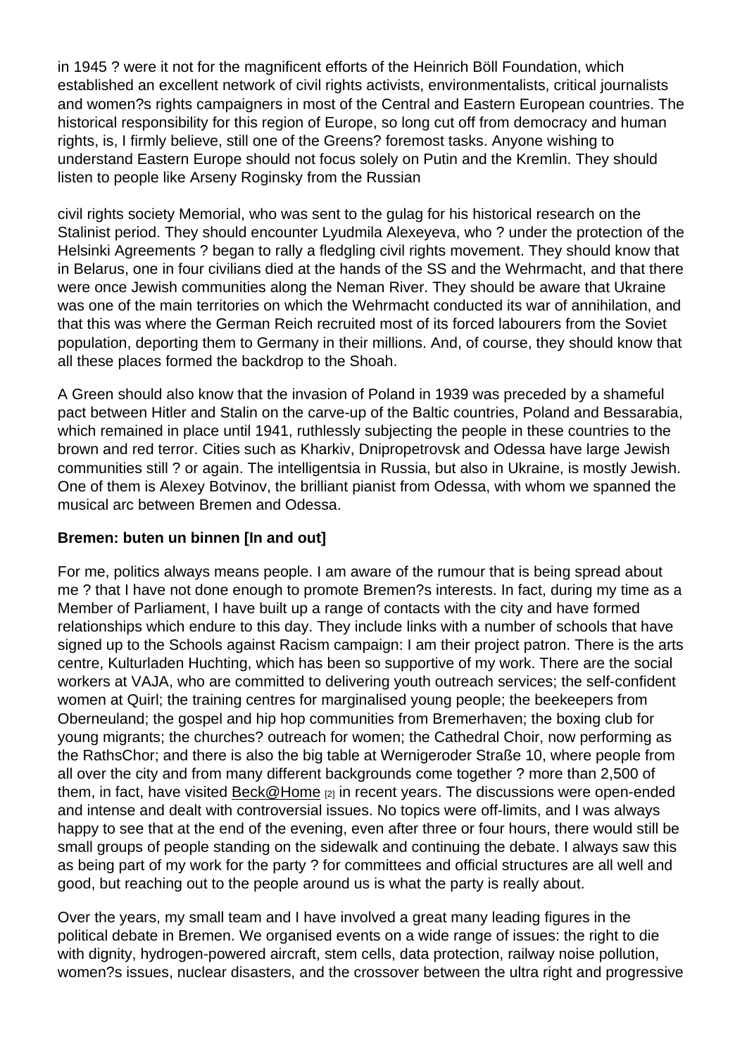in 1945 ? were it not for the magnificent efforts of the Heinrich Böll Foundation, which established an excellent network of civil rights activists, environmentalists, critical journalists and women?s rights campaigners in most of the Central and Eastern European countries. The historical responsibility for this region of Europe, so long cut off from democracy and human rights, is, I firmly believe, still one of the Greens? foremost tasks. Anyone wishing to understand Eastern Europe should not focus solely on Putin and the Kremlin. They should listen to people like Arseny Roginsky from the Russian

civil rights society Memorial, who was sent to the gulag for his historical research on the Stalinist period. They should encounter Lyudmila Alexeyeva, who ? under the protection of the Helsinki Agreements ? began to rally a fledgling civil rights movement. They should know that in Belarus, one in four civilians died at the hands of the SS and the Wehrmacht, and that there were once Jewish communities along the Neman River. They should be aware that Ukraine was one of the main territories on which the Wehrmacht conducted its war of annihilation, and that this was where the German Reich recruited most of its forced labourers from the Soviet population, deporting them to Germany in their millions. And, of course, they should know that all these places formed the backdrop to the Shoah.

A Green should also know that the invasion of Poland in 1939 was preceded by a shameful pact between Hitler and Stalin on the carve-up of the Baltic countries, Poland and Bessarabia, which remained in place until 1941, ruthlessly subjecting the people in these countries to the brown and red terror. Cities such as Kharkiv, Dnipropetrovsk and Odessa have large Jewish communities still ? or again. The intelligentsia in Russia, but also in Ukraine, is mostly Jewish. One of them is Alexey Botvinov, the brilliant pianist from Odessa, with whom we spanned the musical arc between Bremen and Odessa.

**Bremen: buten un binnen [In and out]**

For me, politics always means people. I am aware of the rumour that is being spread about me ? that I have not done enough to promote Bremen?s interests. In fact, during my time as a Member of Parliament, I have built up a range of contacts with the city and have formed relationships which endure to this day. They include links with a number of schools that have signed up to the Schools against Racism campaign: I am their project patron. There is the arts centre, Kulturladen Huchting, which has been so supportive of my work. There are the social workers at VAJA, who are committed to delivering youth outreach services; the self-confident women at Quirl; the training centres for marginalised young people; the beekeepers from Oberneuland; the gospel and hip hop communities from Bremerhaven; the boxing club for young migrants; the churches? outreach for women; the Cathedral Choir, now performing as the RathsChor; and there is also the big table at Wernigeroder Straße 10, where people from all over the city and from many different backgrounds come together ? more than 2,500 of them, in fact, have visited Beck@Home [2] in recent years. The discussions were open-ended and intense and dealt with controversial issues. No topics were off-limits, and I was always happy to see that at the end of the evening, even after three or four hours, there would still be small groups of people standing on the sidewalk and continuing the debate. I always saw this as being part of my work for the party ? for committees and official structures are all well and good, but reaching out to the people around us is what the party is really about.

Over the years, my small team and I have involved a great many leading figures in the political debate in Bremen. We organised events on a wide range of issues: the right to die with dignity, hydrogen-powered aircraft, stem cells, data protection, railway noise pollution, women?s issues, nuclear disasters, and the crossover between the ultra right and progressive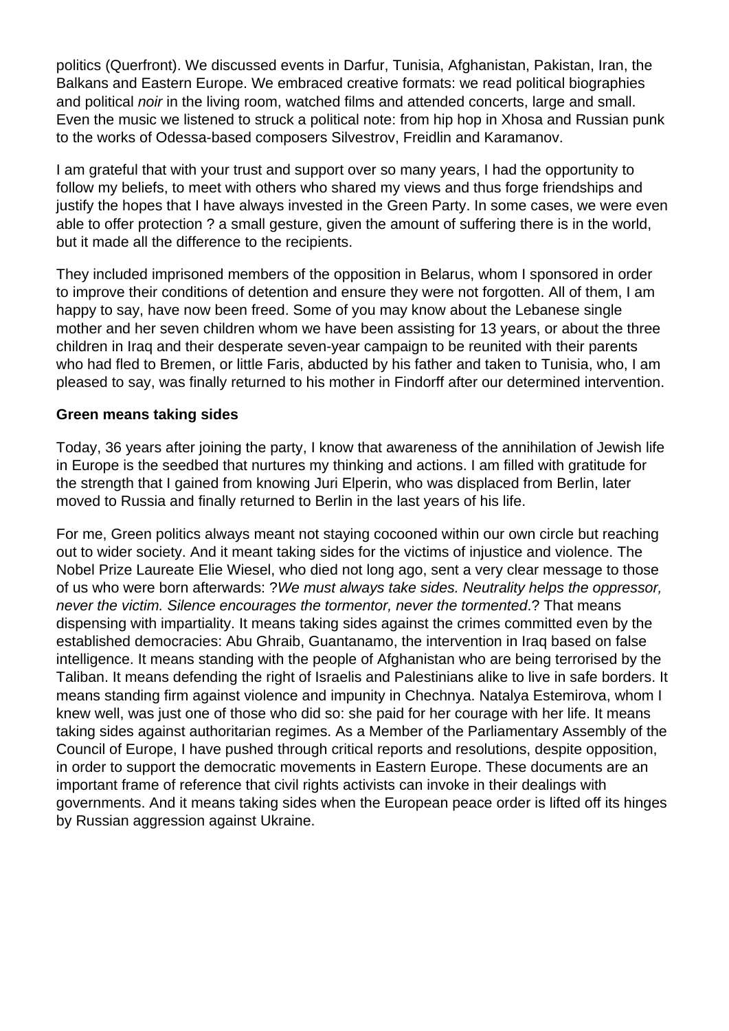politics (Querfront). We discussed events in Darfur, Tunisia, Afghanistan, Pakistan, Iran, the Balkans and Eastern Europe. We embraced creative formats: we read political biographies and political *noir* in the living room, watched films and attended concerts, large and small. Even the music we listened to struck a political note: from hip hop in Xhosa and Russian punk to the works of Odessa-based composers Silvestrov, Freidlin and Karamanov.

I am grateful that with your trust and support over so many years, I had the opportunity to follow my beliefs, to meet with others who shared my views and thus forge friendships and justify the hopes that I have always invested in the Green Party. In some cases, we were even able to offer protection ? a small gesture, given the amount of suffering there is in the world, but it made all the difference to the recipients.

They included imprisoned members of the opposition in Belarus, whom I sponsored in order to improve their conditions of detention and ensure they were not forgotten. All of them, I am happy to say, have now been freed. Some of you may know about the Lebanese single mother and her seven children whom we have been assisting for 13 years, or about the three children in Iraq and their desperate seven-year campaign to be reunited with their parents who had fled to Bremen, or little Faris, abducted by his father and taken to Tunisia, who, I am pleased to say, was finally returned to his mother in Findorff after our determined intervention.

**Green means taking sides**

Today, 36 years after joining the party, I know that awareness of the annihilation of Jewish life in Europe is the seedbed that nurtures my thinking and actions. I am filled with gratitude for the strength that I gained from knowing Juri Elperin, who was displaced from Berlin, later moved to Russia and finally returned to Berlin in the last years of his life.

For me, Green politics always meant not staying cocooned within our own circle but reaching out to wider society. And it meant taking sides for the victims of injustice and violence. The Nobel Prize Laureate Elie Wiesel, who died not long ago, sent a very clear message to those of us who were born afterwards: ?*We must always take sides. Neutrality helps the oppressor, never the victim. Silence encourages the tormentor, never the tormented*.? That means dispensing with impartiality. It means taking sides against the crimes committed even by the established democracies: Abu Ghraib, Guantanamo, the intervention in Iraq based on false intelligence. It means standing with the people of Afghanistan who are being terrorised by the Taliban. It means defending the right of Israelis and Palestinians alike to live in safe borders. It means standing firm against violence and impunity in Chechnya. Natalya Estemirova, whom I knew well, was just one of those who did so: she paid for her courage with her life. It means taking sides against authoritarian regimes. As a Member of the Parliamentary Assembly of the Council of Europe, I have pushed through critical reports and resolutions, despite opposition, in order to support the democratic movements in Eastern Europe. These documents are an important frame of reference that civil rights activists can invoke in their dealings with governments. And it means taking sides when the European peace order is lifted off its hinges by Russian aggression against Ukraine.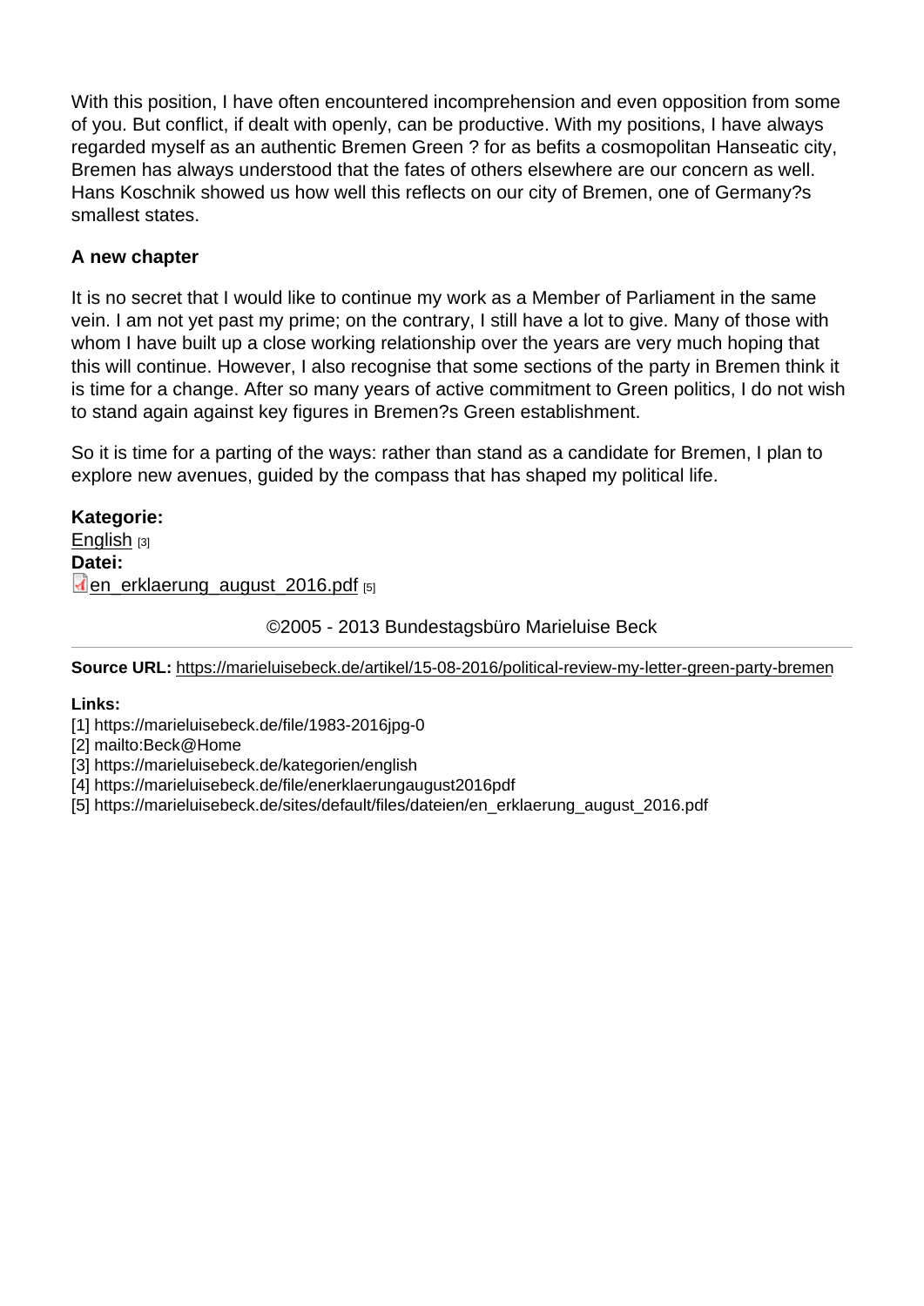With this position, I have often encountered incomprehension and even opposition from some of you. But conflict, if dealt with openly, can be productive. With my positions, I have always regarded myself as an authentic Bremen Green ? for as befits a cosmopolitan Hanseatic city, Bremen has always understood that the fates of others elsewhere are our concern as well. Hans Koschnik showed us how well this reflects on our city of Bremen, one of Germany?s smallest states.

**A new chapter**

It is no secret that I would like to continue my work as a Member of Parliament in the same vein. I am not yet past my prime; on the contrary, I still have a lot to give. Many of those with whom I have built up a close working relationship over the years are very much hoping that this will continue. However, I also recognise that some sections of the party in Bremen think it is time for a change. After so many years of active commitment to Green politics, I do not wish to stand again against key figures in Bremen?s Green establishment.

So it is time for a parting of the ways: rather than stand as a candidate for Bremen, I plan to explore new avenues, guided by the compass that has shaped my political life.

**Kategorie:**
English [3]
**Datei:**
en_erklaerung_august_2016.pdf [5]

©2005 - 2013 Bundestagsbüro Marieluise Beck

---

**Source URL:** https://marieluisebeck.de/artikel/15-08-2016/political-review-my-letter-green-party-bremen

**Links:**
[1] https://marieluisebeck.de/file/1983-2016jpg-0
[2] mailto:Beck@Home
[3] https://marieluisebeck.de/kategorien/english
[4] https://marieluisebeck.de/file/enerklaerungaugust2016pdf
[5] https://marieluisebeck.de/sites/default/files/dateien/en_erklaerung_august_2016.pdf